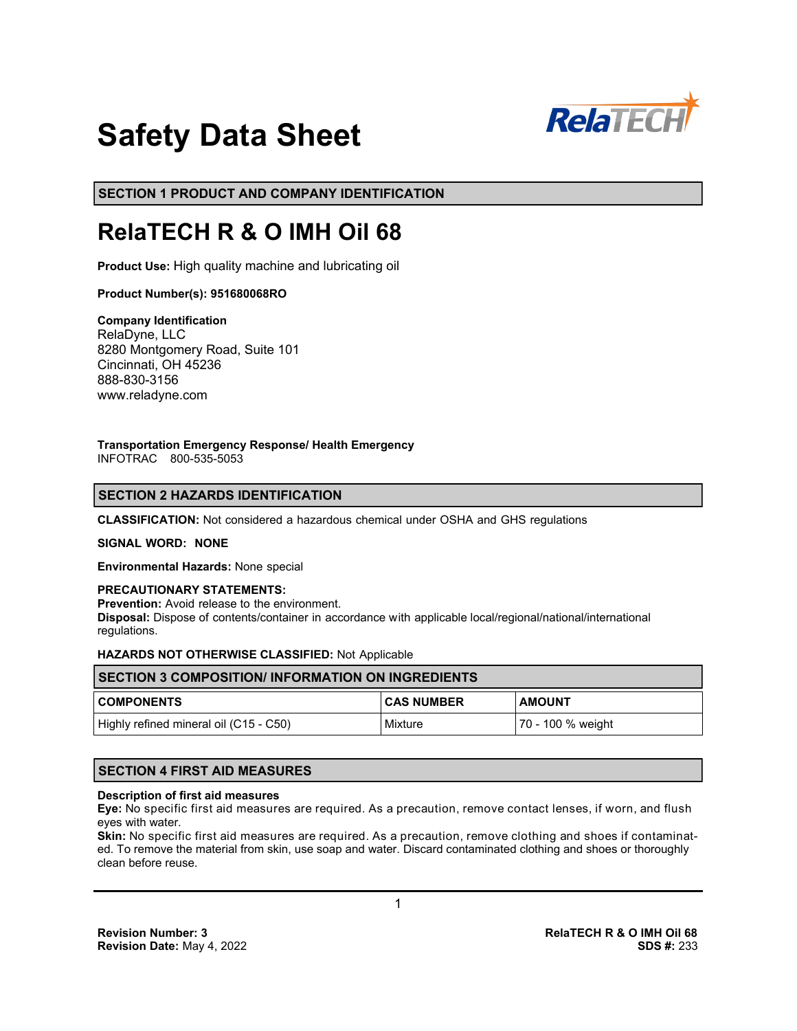# Safety Data Sheet

## SECTION 1 PRODUCT AND COMPANY IDENTIFICATION

# RelaTECH R & O IMH Oil 68

**Product Use:** High quality machine and lubricating oil

**Product Number(s): 951680068RO**

**Company Identification**
RelaDyne, LLC
8280 Montgomery Road, Suite 101
Cincinnati, OH 45236
888-830-3156
www.reladyne.com

**Transportation Emergency Response/ Health Emergency**
INFOTRAC 800-535-5053

## SECTION 2 HAZARDS IDENTIFICATION

**CLASSIFICATION:** Not considered a hazardous chemical under OSHA and GHS regulations

**SIGNAL WORD: NONE**

**Environmental Hazards:** None special

**PRECAUTIONARY STATEMENTS:**
**Prevention:** Avoid release to the environment.
**Disposal:** Dispose of contents/container in accordance with applicable local/regional/national/international regulations.

**HAZARDS NOT OTHERWISE CLASSIFIED:** Not Applicable

## SECTION 3 COMPOSITION/ INFORMATION ON INGREDIENTS

| COMPONENTS | CAS NUMBER | AMOUNT |
|---|---|---|
| Highly refined mineral oil (C15 - C50) | Mixture | 70 - 100 % weight |

## SECTION 4 FIRST AID MEASURES

**Description of first aid measures**
**Eye:** No specific first aid measures are required. As a precaution, remove contact lenses, if worn, and flush eyes with water.
**Skin:** No specific first aid measures are required. As a precaution, remove clothing and shoes if contaminated. To remove the material from skin, use soap and water. Discard contaminated clothing and shoes or thoroughly clean before reuse.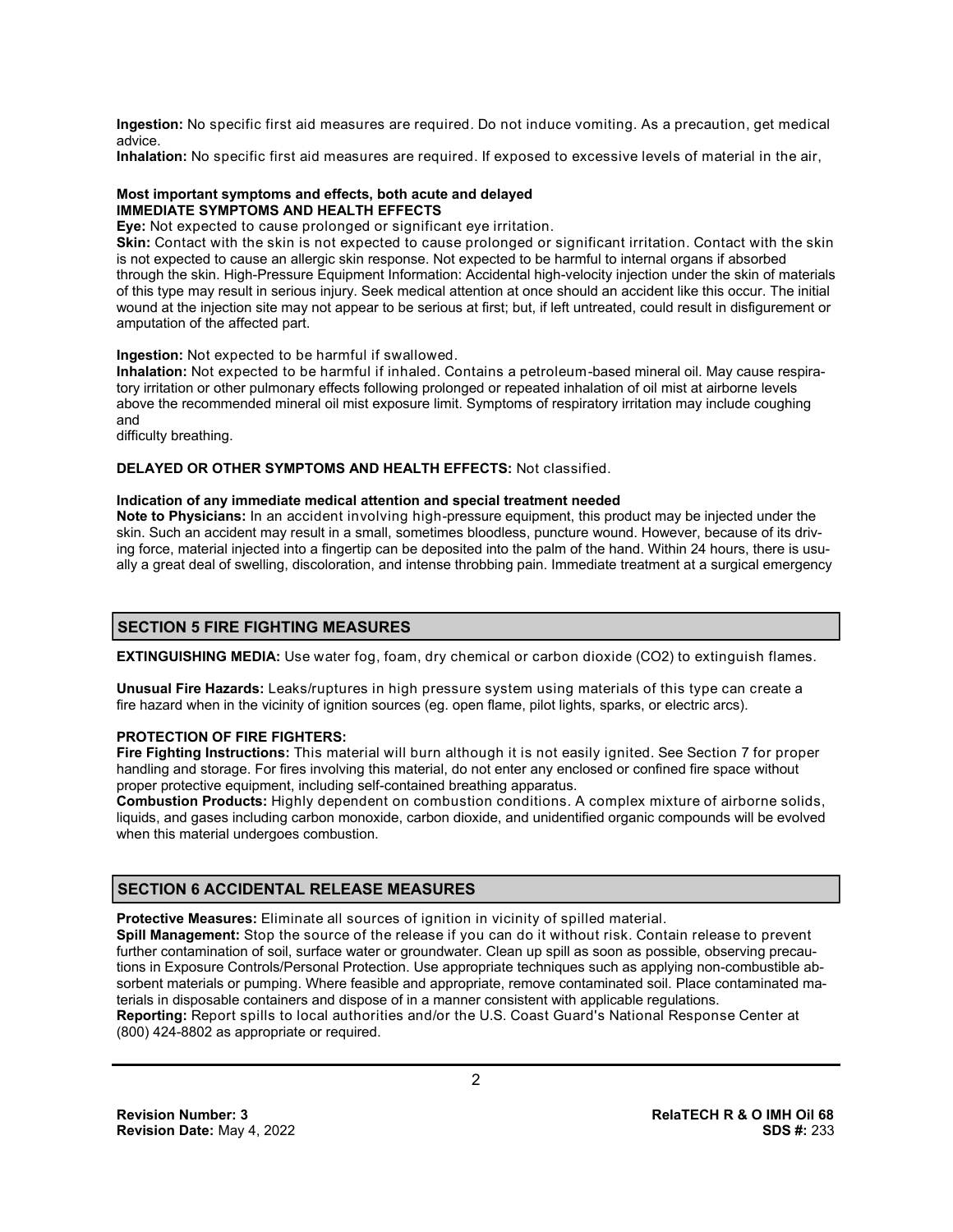**Ingestion:** No specific first aid measures are required. Do not induce vomiting. As a precaution, get medical advice.

**Inhalation:** No specific first aid measures are required. If exposed to excessive levels of material in the air,

**Most important symptoms and effects, both acute and delayed**
**IMMEDIATE SYMPTOMS AND HEALTH EFFECTS**

**Eye:** Not expected to cause prolonged or significant eye irritation.

**Skin:** Contact with the skin is not expected to cause prolonged or significant irritation. Contact with the skin is not expected to cause an allergic skin response. Not expected to be harmful to internal organs if absorbed through the skin. High-Pressure Equipment Information: Accidental high-velocity injection under the skin of materials of this type may result in serious injury. Seek medical attention at once should an accident like this occur. The initial wound at the injection site may not appear to be serious at first; but, if left untreated, could result in disfigurement or amputation of the affected part.

**Ingestion:** Not expected to be harmful if swallowed.

**Inhalation:** Not expected to be harmful if inhaled. Contains a petroleum-based mineral oil. May cause respiratory irritation or other pulmonary effects following prolonged or repeated inhalation of oil mist at airborne levels above the recommended mineral oil mist exposure limit. Symptoms of respiratory irritation may include coughing and
difficulty breathing.

**DELAYED OR OTHER SYMPTOMS AND HEALTH EFFECTS:** Not classified.

**Indication of any immediate medical attention and special treatment needed**

**Note to Physicians:** In an accident involving high-pressure equipment, this product may be injected under the skin. Such an accident may result in a small, sometimes bloodless, puncture wound. However, because of its driving force, material injected into a fingertip can be deposited into the palm of the hand. Within 24 hours, there is usually a great deal of swelling, discoloration, and intense throbbing pain. Immediate treatment at a surgical emergency

## SECTION 5 FIRE FIGHTING MEASURES

**EXTINGUISHING MEDIA:** Use water fog, foam, dry chemical or carbon dioxide ($CO_2$) to extinguish flames.

**Unusual Fire Hazards:** Leaks/ruptures in high pressure system using materials of this type can create a fire hazard when in the vicinity of ignition sources (eg. open flame, pilot lights, sparks, or electric arcs).

**PROTECTION OF FIRE FIGHTERS:**

**Fire Fighting Instructions:** This material will burn although it is not easily ignited. See Section 7 for proper handling and storage. For fires involving this material, do not enter any enclosed or confined fire space without proper protective equipment, including self-contained breathing apparatus.

**Combustion Products:** Highly dependent on combustion conditions. A complex mixture of airborne solids, liquids, and gases including carbon monoxide, carbon dioxide, and unidentified organic compounds will be evolved when this material undergoes combustion.

## SECTION 6 ACCIDENTAL RELEASE MEASURES

**Protective Measures:** Eliminate all sources of ignition in vicinity of spilled material.

**Spill Management:** Stop the source of the release if you can do it without risk. Contain release to prevent further contamination of soil, surface water or groundwater. Clean up spill as soon as possible, observing precautions in Exposure Controls/Personal Protection. Use appropriate techniques such as applying non-combustible absorbent materials or pumping. Where feasible and appropriate, remove contaminated soil. Place contaminated materials in disposable containers and dispose of in a manner consistent with applicable regulations.

**Reporting:** Report spills to local authorities and/or the U.S. Coast Guard's National Response Center at (800) 424-8802 as appropriate or required.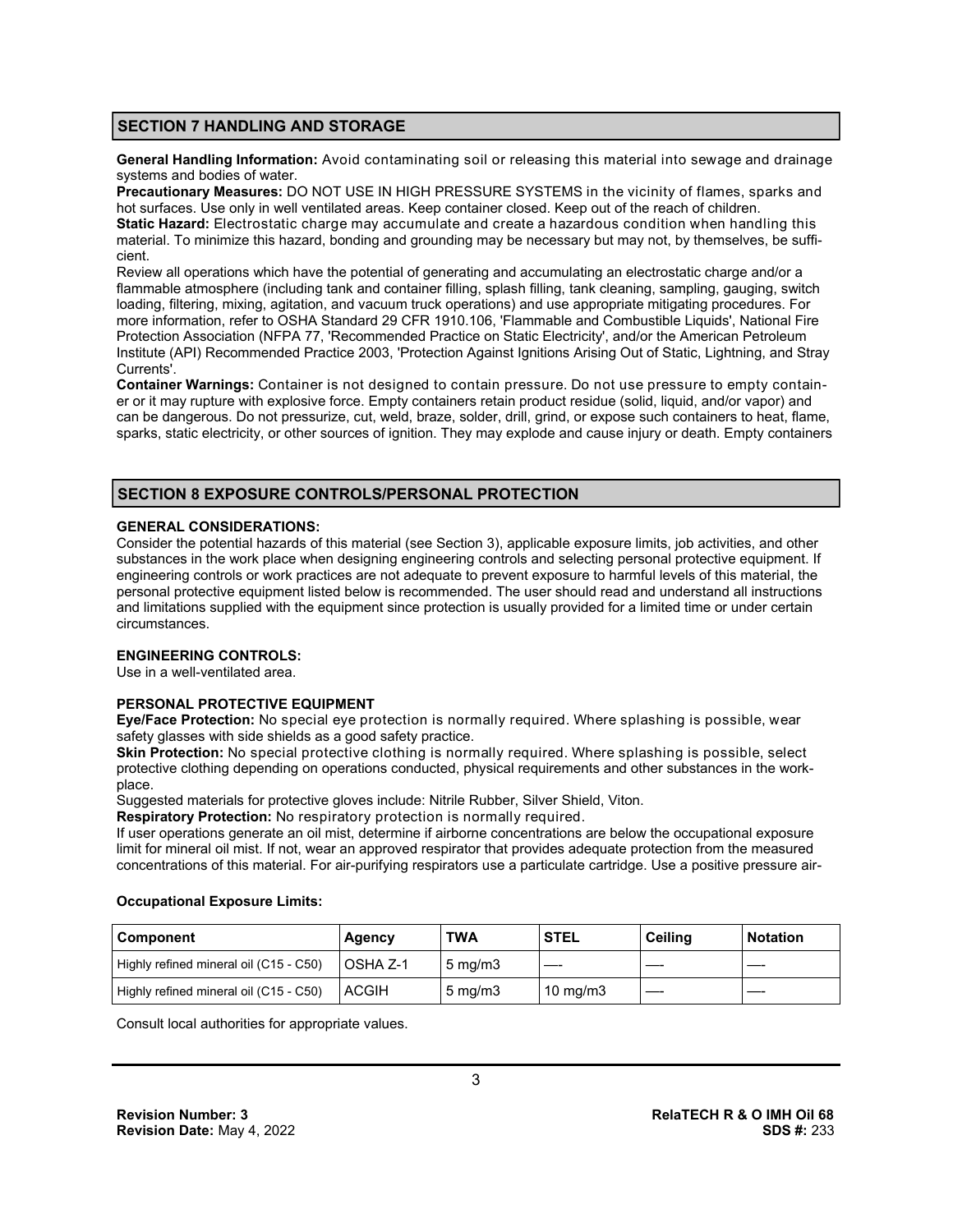## SECTION 7 HANDLING AND STORAGE

**General Handling Information:** Avoid contaminating soil or releasing this material into sewage and drainage systems and bodies of water.

**Precautionary Measures:** DO NOT USE IN HIGH PRESSURE SYSTEMS in the vicinity of flames, sparks and hot surfaces. Use only in well ventilated areas. Keep container closed. Keep out of the reach of children.

**Static Hazard:** Electrostatic charge may accumulate and create a hazardous condition when handling this material. To minimize this hazard, bonding and grounding may be necessary but may not, by themselves, be sufficient.

Review all operations which have the potential of generating and accumulating an electrostatic charge and/or a flammable atmosphere (including tank and container filling, splash filling, tank cleaning, sampling, gauging, switch loading, filtering, mixing, agitation, and vacuum truck operations) and use appropriate mitigating procedures. For more information, refer to OSHA Standard 29 CFR 1910.106, 'Flammable and Combustible Liquids', National Fire Protection Association (NFPA 77, 'Recommended Practice on Static Electricity', and/or the American Petroleum Institute (API) Recommended Practice 2003, 'Protection Against Ignitions Arising Out of Static, Lightning, and Stray Currents'.

**Container Warnings:** Container is not designed to contain pressure. Do not use pressure to empty container or it may rupture with explosive force. Empty containers retain product residue (solid, liquid, and/or vapor) and can be dangerous. Do not pressurize, cut, weld, braze, solder, drill, grind, or expose such containers to heat, flame, sparks, static electricity, or other sources of ignition. They may explode and cause injury or death. Empty containers

## SECTION 8 EXPOSURE CONTROLS/PERSONAL PROTECTION

### GENERAL CONSIDERATIONS:

Consider the potential hazards of this material (see Section 3), applicable exposure limits, job activities, and other substances in the work place when designing engineering controls and selecting personal protective equipment. If engineering controls or work practices are not adequate to prevent exposure to harmful levels of this material, the personal protective equipment listed below is recommended. The user should read and understand all instructions and limitations supplied with the equipment since protection is usually provided for a limited time or under certain circumstances.

### ENGINEERING CONTROLS:

Use in a well-ventilated area.

### PERSONAL PROTECTIVE EQUIPMENT

**Eye/Face Protection:** No special eye protection is normally required. Where splashing is possible, wear safety glasses with side shields as a good safety practice.

**Skin Protection:** No special protective clothing is normally required. Where splashing is possible, select protective clothing depending on operations conducted, physical requirements and other substances in the workplace.

Suggested materials for protective gloves include: Nitrile Rubber, Silver Shield, Viton.

**Respiratory Protection:** No respiratory protection is normally required.

If user operations generate an oil mist, determine if airborne concentrations are below the occupational exposure limit for mineral oil mist. If not, wear an approved respirator that provides adequate protection from the measured concentrations of this material. For air-purifying respirators use a particulate cartridge. Use a positive pressure air-

**Occupational Exposure Limits:**

| Component | Agency | TWA | STEL | Ceiling | Notation |
|---|---|---|---|---|---|
| Highly refined mineral oil (C15 - C50) | OSHA Z-1 | 5 mg/m3 | —- | —- | —- |
| Highly refined mineral oil (C15 - C50) | ACGIH | 5 mg/m3 | 10 mg/m3 | —- | —- |

Consult local authorities for appropriate values.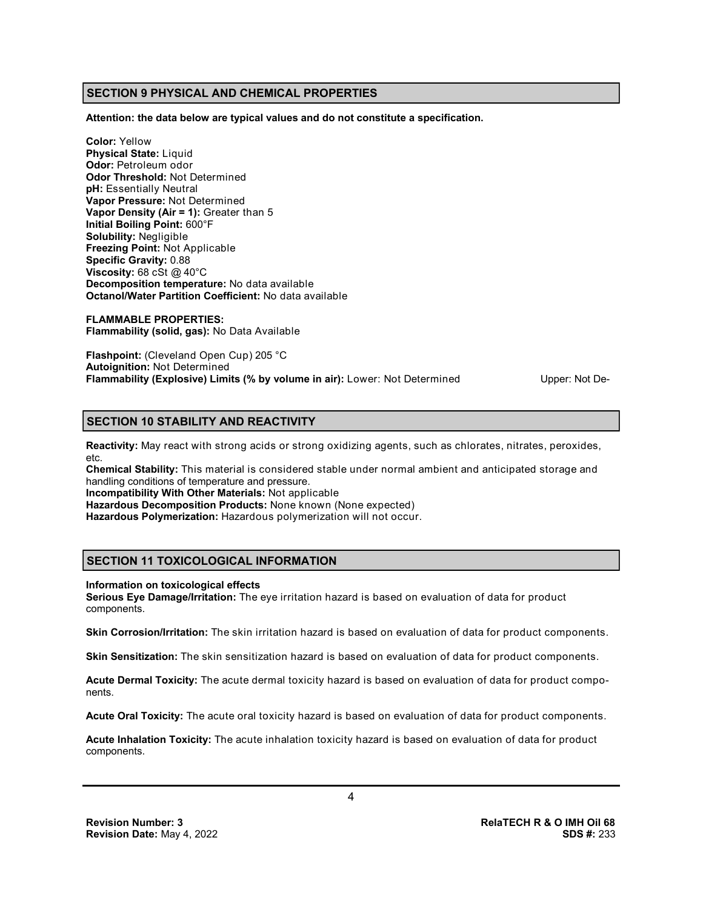## SECTION 9 PHYSICAL AND CHEMICAL PROPERTIES

**Attention: the data below are typical values and do not constitute a specification.**

**Color:** Yellow
**Physical State:** Liquid
**Odor:** Petroleum odor
**Odor Threshold:** Not Determined
**pH:** Essentially Neutral
**Vapor Pressure:** Not Determined
**Vapor Density (Air = 1):** Greater than 5
**Initial Boiling Point:** 600°F
**Solubility:** Negligible
**Freezing Point:** Not Applicable
**Specific Gravity:** 0.88
**Viscosity:** 68 cSt @ 40°C
**Decomposition temperature:** No data available
**Octanol/Water Partition Coefficient:** No data available

**FLAMMABLE PROPERTIES:**
**Flammability (solid, gas):** No Data Available

**Flashpoint:** (Cleveland Open Cup) 205 °C
**Autoignition:** Not Determined
**Flammability (Explosive) Limits (% by volume in air):** Lower: Not Determined Upper: Not De-

## SECTION 10 STABILITY AND REACTIVITY

**Reactivity:** May react with strong acids or strong oxidizing agents, such as chlorates, nitrates, peroxides, etc.
**Chemical Stability:** This material is considered stable under normal ambient and anticipated storage and handling conditions of temperature and pressure.
**Incompatibility With Other Materials:** Not applicable
**Hazardous Decomposition Products:** None known (None expected)
**Hazardous Polymerization:** Hazardous polymerization will not occur.

## SECTION 11 TOXICOLOGICAL INFORMATION

**Information on toxicological effects**
**Serious Eye Damage/Irritation:** The eye irritation hazard is based on evaluation of data for product components.

**Skin Corrosion/Irritation:** The skin irritation hazard is based on evaluation of data for product components.

**Skin Sensitization:** The skin sensitization hazard is based on evaluation of data for product components.

**Acute Dermal Toxicity:** The acute dermal toxicity hazard is based on evaluation of data for product components.

**Acute Oral Toxicity:** The acute oral toxicity hazard is based on evaluation of data for product components.

**Acute Inhalation Toxicity:** The acute inhalation toxicity hazard is based on evaluation of data for product components.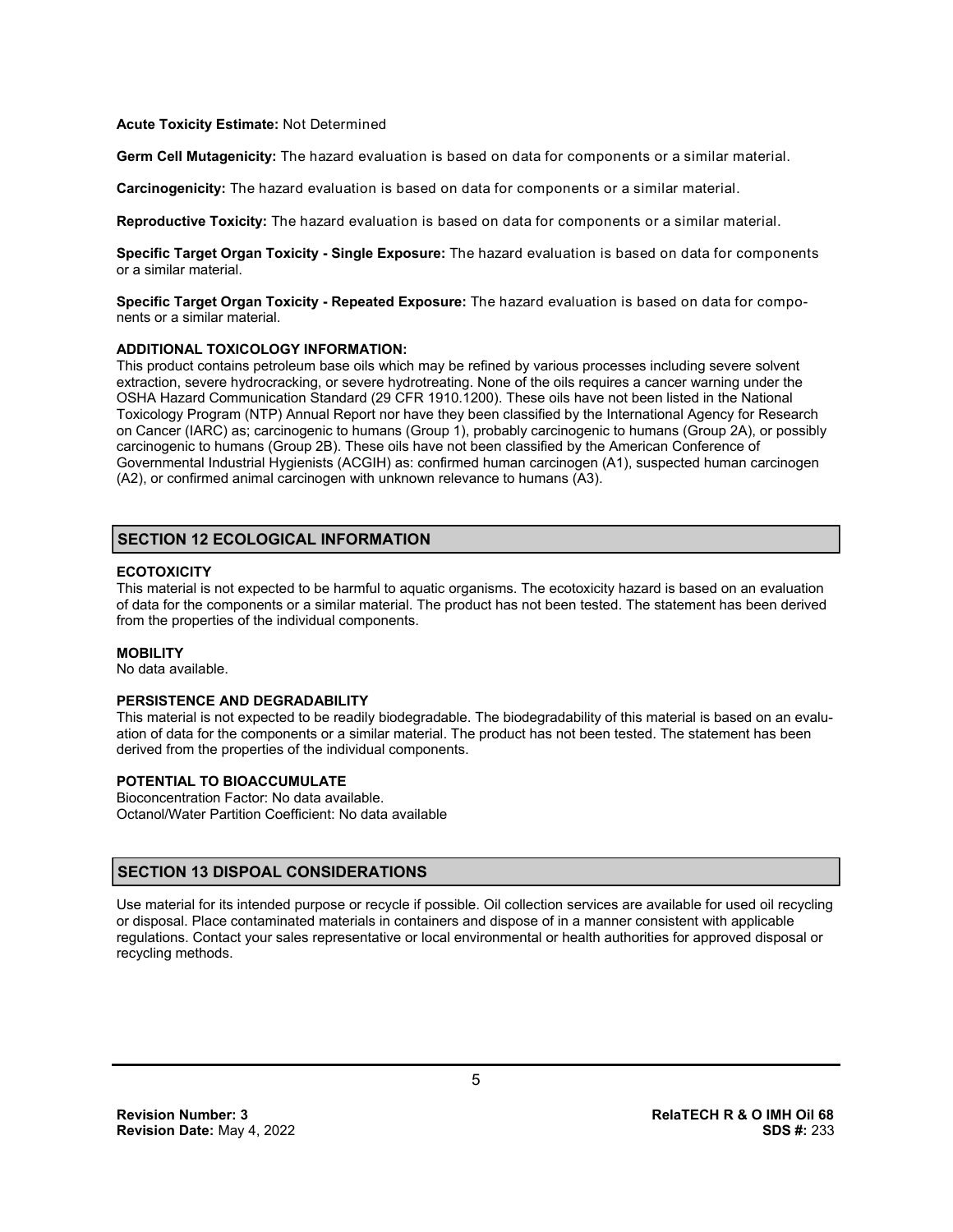**Acute Toxicity Estimate:** Not Determined

**Germ Cell Mutagenicity:** The hazard evaluation is based on data for components or a similar material.

**Carcinogenicity:** The hazard evaluation is based on data for components or a similar material.

**Reproductive Toxicity:** The hazard evaluation is based on data for components or a similar material.

**Specific Target Organ Toxicity - Single Exposure:** The hazard evaluation is based on data for components or a similar material.

**Specific Target Organ Toxicity - Repeated Exposure:** The hazard evaluation is based on data for components or a similar material.

**ADDITIONAL TOXICOLOGY INFORMATION:**
This product contains petroleum base oils which may be refined by various processes including severe solvent extraction, severe hydrocracking, or severe hydrotreating. None of the oils requires a cancer warning under the OSHA Hazard Communication Standard (29 CFR 1910.1200). These oils have not been listed in the National Toxicology Program (NTP) Annual Report nor have they been classified by the International Agency for Research on Cancer (IARC) as; carcinogenic to humans (Group 1), probably carcinogenic to humans (Group 2A), or possibly carcinogenic to humans (Group 2B). These oils have not been classified by the American Conference of Governmental Industrial Hygienists (ACGIH) as: confirmed human carcinogen (A1), suspected human carcinogen (A2), or confirmed animal carcinogen with unknown relevance to humans (A3).

## SECTION 12 ECOLOGICAL INFORMATION

**ECOTOXICITY**
This material is not expected to be harmful to aquatic organisms. The ecotoxicity hazard is based on an evaluation of data for the components or a similar material. The product has not been tested. The statement has been derived from the properties of the individual components.

**MOBILITY**
No data available.

**PERSISTENCE AND DEGRADABILITY**
This material is not expected to be readily biodegradable. The biodegradability of this material is based on an evaluation of data for the components or a similar material. The product has not been tested. The statement has been derived from the properties of the individual components.

**POTENTIAL TO BIOACCUMULATE**
Bioconcentration Factor: No data available.
Octanol/Water Partition Coefficient: No data available

## SECTION 13 DISPOAL CONSIDERATIONS

Use material for its intended purpose or recycle if possible. Oil collection services are available for used oil recycling or disposal. Place contaminated materials in containers and dispose of in a manner consistent with applicable regulations. Contact your sales representative or local environmental or health authorities for approved disposal or recycling methods.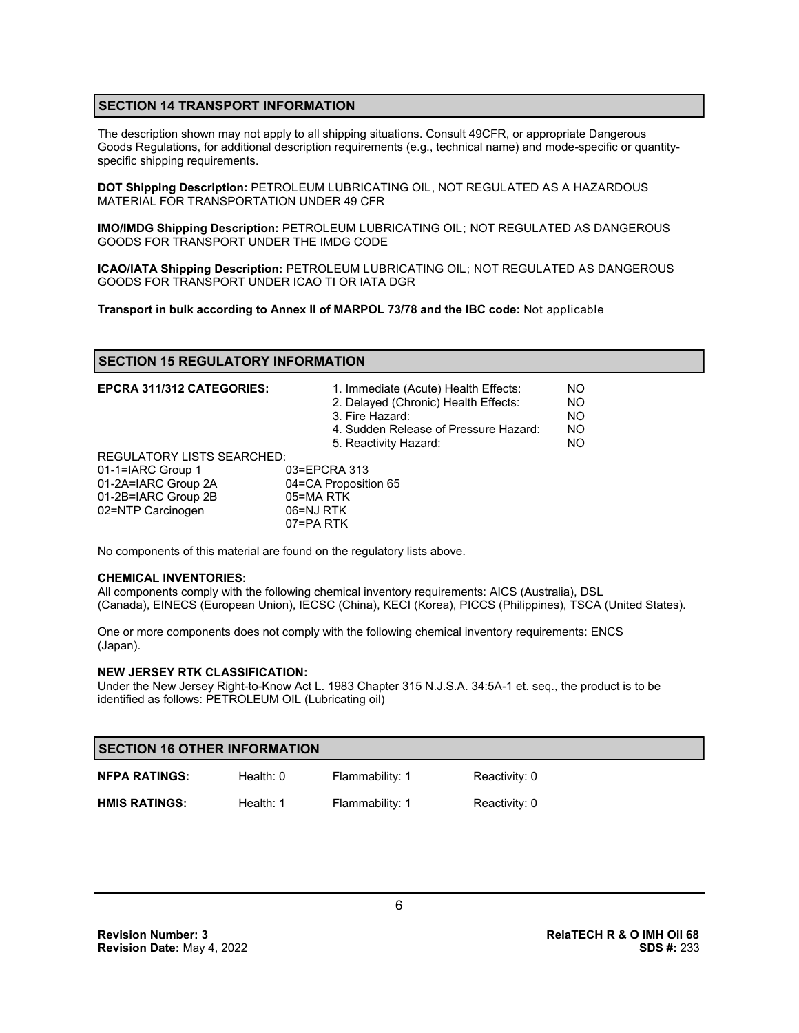## SECTION 14 TRANSPORT INFORMATION

The description shown may not apply to all shipping situations. Consult 49CFR, or appropriate Dangerous Goods Regulations, for additional description requirements (e.g., technical name) and mode-specific or quantity-specific shipping requirements.

**DOT Shipping Description:** PETROLEUM LUBRICATING OIL, NOT REGULATED AS A HAZARDOUS MATERIAL FOR TRANSPORTATION UNDER 49 CFR

**IMO/IMDG Shipping Description:** PETROLEUM LUBRICATING OIL; NOT REGULATED AS DANGEROUS GOODS FOR TRANSPORT UNDER THE IMDG CODE

**ICAO/IATA Shipping Description:** PETROLEUM LUBRICATING OIL; NOT REGULATED AS DANGEROUS GOODS FOR TRANSPORT UNDER ICAO TI OR IATA DGR

**Transport in bulk according to Annex II of MARPOL 73/78 and the IBC code:** Not applicable

## SECTION 15 REGULATORY INFORMATION

| **EPCRA 311/312 CATEGORIES:** | | |
|---|---|---|
| | 1. Immediate (Acute) Health Effects: | NO |
| | 2. Delayed (Chronic) Health Effects: | NO |
| | 3. Fire Hazard: | NO |
| | 4. Sudden Release of Pressure Hazard: | NO |
| | 5. Reactivity Hazard: | NO |

REGULATORY LISTS SEARCHED:

| | |
|---|---|
| 01-1=IARC Group 1 | 03=EPCRA 313 |
| 01-2A=IARC Group 2A | 04=CA Proposition 65 |
| 01-2B=IARC Group 2B | 05=MA RTK |
| 02=NTP Carcinogen | 06=NJ RTK |
| | 07=PA RTK |

No components of this material are found on the regulatory lists above.

**CHEMICAL INVENTORIES:**

All components comply with the following chemical inventory requirements: AICS (Australia), DSL (Canada), EINECS (European Union), IECSC (China), KECI (Korea), PICCS (Philippines), TSCA (United States).

One or more components does not comply with the following chemical inventory requirements: ENCS (Japan).

**NEW JERSEY RTK CLASSIFICATION:**

Under the New Jersey Right-to-Know Act L. 1983 Chapter 315 N.J.S.A. 34:5A-1 et. seq., the product is to be identified as follows: PETROLEUM OIL (Lubricating oil)

## SECTION 16 OTHER INFORMATION

| | | | |
|---|---|---|---|
| **NFPA RATINGS:** | Health: 0 | Flammability: 1 | Reactivity: 0 |
| **HMIS RATINGS:** | Health: 1 | Flammability: 1 | Reactivity: 0 |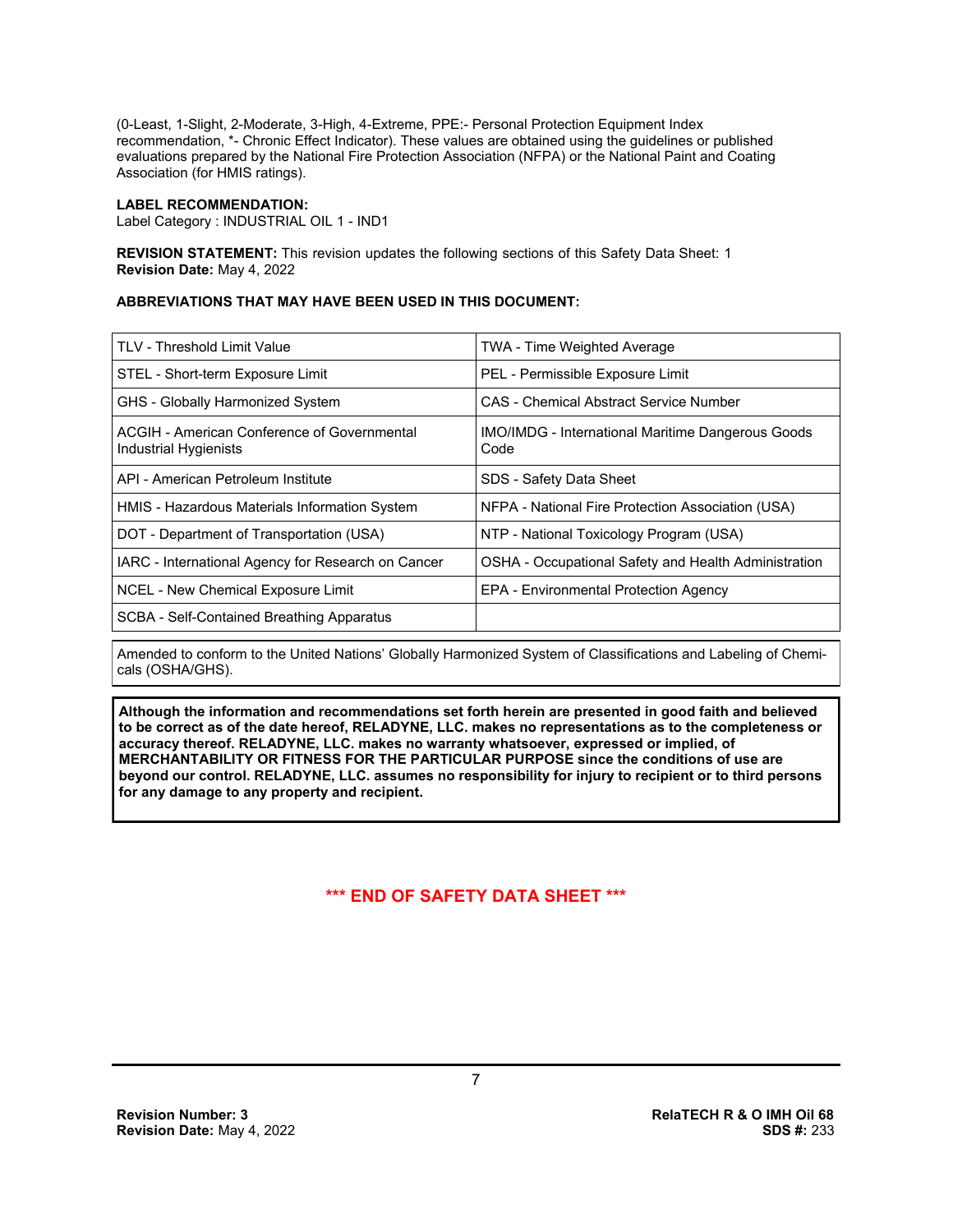(0-Least, 1-Slight, 2-Moderate, 3-High, 4-Extreme, PPE:- Personal Protection Equipment Index recommendation, *- Chronic Effect Indicator). These values are obtained using the guidelines or published evaluations prepared by the National Fire Protection Association (NFPA) or the National Paint and Coating Association (for HMIS ratings).

**LABEL RECOMMENDATION:**
Label Category : INDUSTRIAL OIL 1 - IND1

**REVISION STATEMENT:** This revision updates the following sections of this Safety Data Sheet: 1
**Revision Date:** May 4, 2022

**ABBREVIATIONS THAT MAY HAVE BEEN USED IN THIS DOCUMENT:**

| | |
|---|---|
| TLV - Threshold Limit Value | TWA - Time Weighted Average |
| STEL - Short-term Exposure Limit | PEL - Permissible Exposure Limit |
| GHS - Globally Harmonized System | CAS - Chemical Abstract Service Number |
| ACGIH - American Conference of Governmental Industrial Hygienists | IMO/IMDG - International Maritime Dangerous Goods Code |
| API - American Petroleum Institute | SDS - Safety Data Sheet |
| HMIS - Hazardous Materials Information System | NFPA - National Fire Protection Association (USA) |
| DOT - Department of Transportation (USA) | NTP - National Toxicology Program (USA) |
| IARC - International Agency for Research on Cancer | OSHA - Occupational Safety and Health Administration |
| NCEL - New Chemical Exposure Limit | EPA - Environmental Protection Agency |
| SCBA - Self-Contained Breathing Apparatus | |

Amended to conform to the United Nations' Globally Harmonized System of Classifications and Labeling of Chemicals (OSHA/GHS).

**Although the information and recommendations set forth herein are presented in good faith and believed to be correct as of the date hereof, RELADYNE, LLC. makes no representations as to the completeness or accuracy thereof. RELADYNE, LLC. makes no warranty whatsoever, expressed or implied, of MERCHANTABILITY OR FITNESS FOR THE PARTICULAR PURPOSE since the conditions of use are beyond our control. RELADYNE, LLC. assumes no responsibility for injury to recipient or to third persons for any damage to any property and recipient.**

**\*\*\* END OF SAFETY DATA SHEET \*\*\***